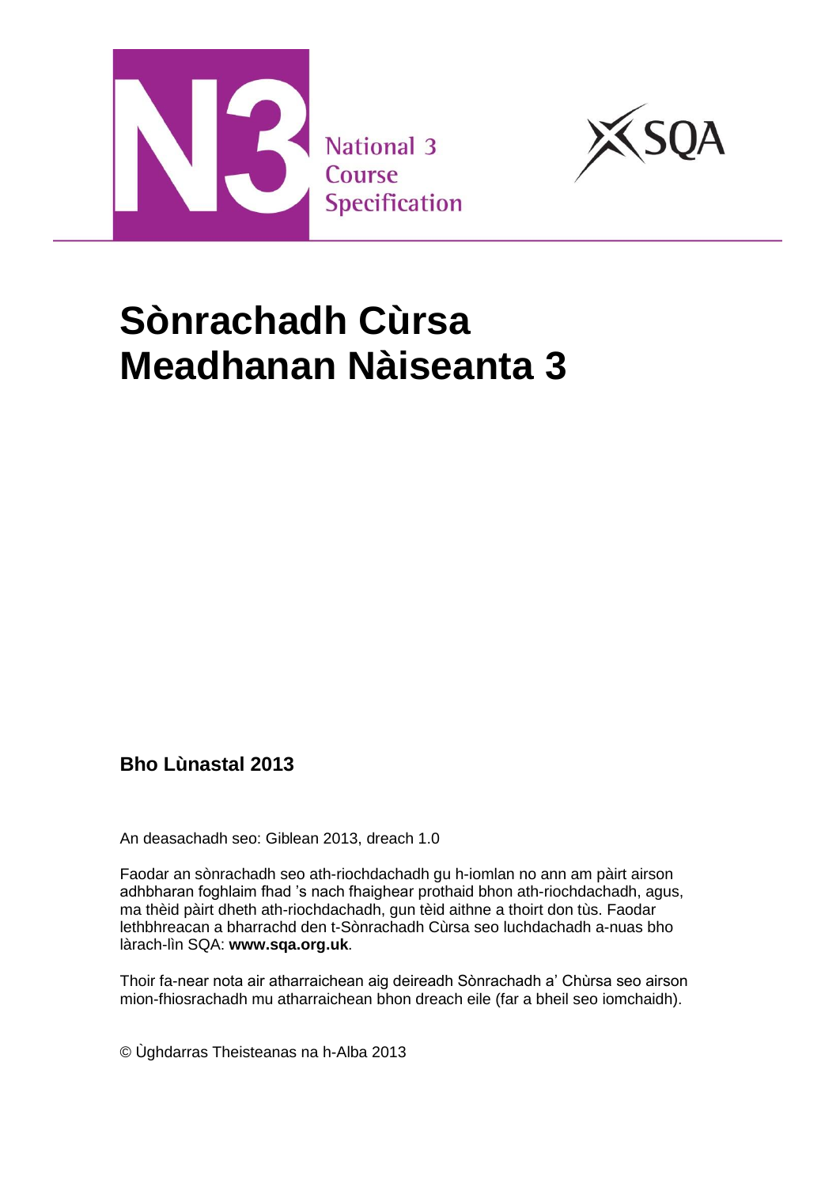National 3 Course Specification

# Sònrachadh Cùrsa Meadhanan Nàiseanta 3

**Bho Lùnastal 2013**

An deasachadh seo: Giblean 2013, dreach 1.0

Faodar an sònrachadh seo ath-riochdachadh gu h-iomlan no ann am pàirt airson adhbharan foghlaim fhad 's nach fhaighear prothaid bhon ath-riochdachadh, agus, ma thèid pàirt dheth ath-riochdachadh, gun tèid aithne a thoirt don tùs. Faodar lethbhreacan a bharrachd den t-Sònrachadh Cùrsa seo luchdachadh a-nuas bho làrach-lìn SQA: **www.sqa.org.uk**.

Thoir fa-near nota air atharraichean aig deireadh Sònrachadh a' Chùrsa seo airson mion-fhiosrachadh mu atharraichean bhon dreach eile (far a bheil seo iomchaidh).

© Ùghdarras Theisteanas na h-Alba 2013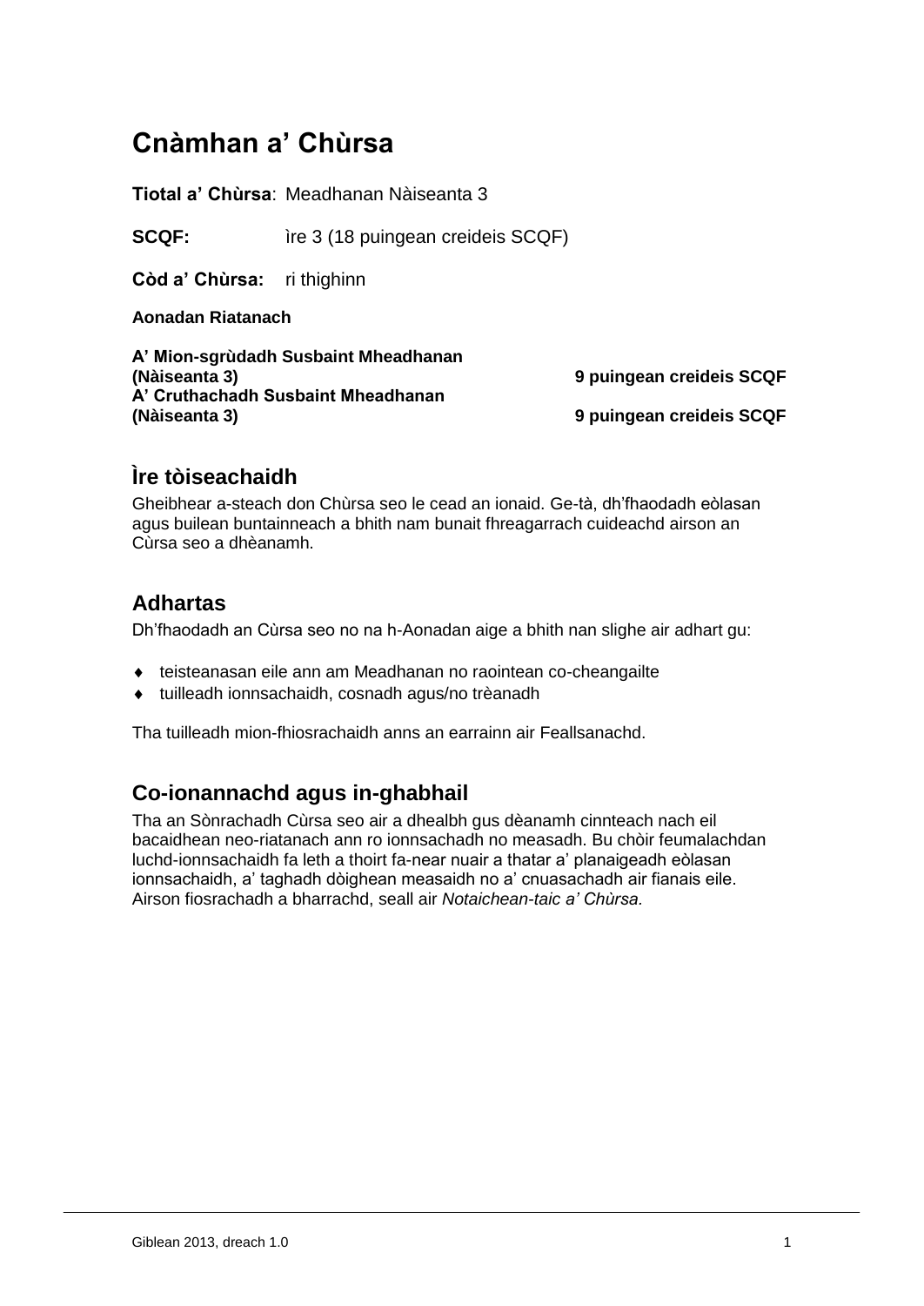# Cnàmhan a' Chùrsa

**Tiotal a' Chùrsa**: Meadhanan Nàiseanta 3

**SCQF:** ìre 3 (18 puingean creideis SCQF)

**Còd a' Chùrsa:** ri thighinn

**Aonadan Riatanach**

| | |
|---|---|
| **A' Mion-sgrùdadh Susbaint Mheadhanan (Nàiseanta 3)** | **9 puingean creideis SCQF** |
| **A' Cruthachadh Susbaint Mheadhanan (Nàiseanta 3)** | **9 puingean creideis SCQF** |

## Ìre tòiseachaidh

Gheibhear a-steach don Chùrsa seo le cead an ionaid. Ge-tà, dh'fhaodadh eòlasan agus builean buntainneach a bhith nam bunait fhreagarrach cuideachd airson an Cùrsa seo a dhèanamh.

## Adhartas

Dh'fhaodadh an Cùrsa seo no na h-Aonadan aige a bhith nan slighe air adhart gu:

- teisteanasan eile ann am Meadhanan no raointean co-cheangailte
- tuilleadh ionnsachaidh, cosnadh agus/no trèanadh

Tha tuilleadh mion-fhiosrachaidh anns an earrainn air Feallsanachd.

## Co-ionannachd agus in-ghabhail

Tha an Sònrachadh Cùrsa seo air a dhealbh gus dèanamh cinnteach nach eil bacaidhean neo-riatanach ann ro ionnsachadh no measadh. Bu chòir feumalachdan luchd-ionnsachaidh fa leth a thoirt fa-near nuair a thatar a' planaigeadh eòlasan ionnsachaidh, a' taghadh dòighean measaidh no a' cnuasachadh air fianais eile. Airson fiosrachadh a bharrachd, seall air *Notaichean-taic a' Chùrsa*.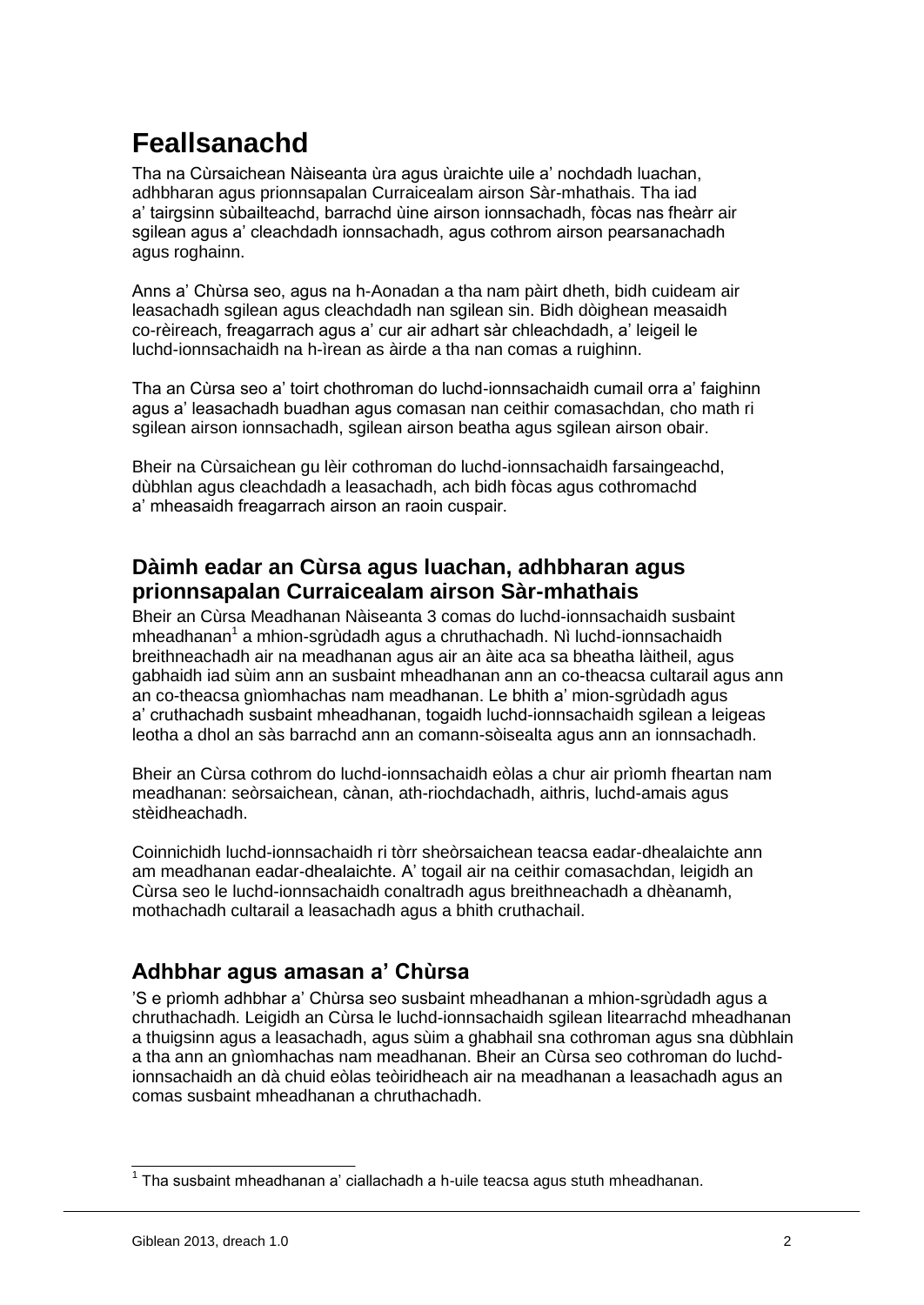# Feallsanachd

Tha na Cùrsaichean Nàiseanta ùra agus ùraichte uile a' nochdadh luachan, adhbharan agus prionnsapalan Curraicealam airson Sàr-mhathais. Tha iad a' tairgsinn sùbailteachd, barrachd ùine airson ionnsachadh, fòcas nas fheàrr air sgilean agus a' cleachdadh ionnsachadh, agus cothrom airson pearsanachadh agus roghainn.

Anns a' Chùrsa seo, agus na h-Aonadan a tha nam pàirt dheth, bidh cuideam air leasachadh sgilean agus cleachdadh nan sgilean sin. Bidh dòighean measaidh co-rèireach, freagarrach agus a' cur air adhart sàr chleachdadh, a' leigeil le luchd-ionnsachaidh na h-ìrean as àirde a tha nan comas a ruighinn.

Tha an Cùrsa seo a' toirt chothroman do luchd-ionnsachaidh cumail orra a' faighinn agus a' leasachadh buadhan agus comasan nan ceithir comasachdan, cho math ri sgilean airson ionnsachadh, sgilean airson beatha agus sgilean airson obair.

Bheir na Cùrsaichean gu lèir cothroman do luchd-ionnsachaidh farsaingeachd, dùbhlan agus cleachdadh a leasachadh, ach bidh fòcas agus cothromachd a' mheasaidh freagarrach airson an raoin cuspair.

## Dàimh eadar an Cùrsa agus luachan, adhbharan agus prionnsapalan Curraicealam airson Sàr-mhathais

Bheir an Cùrsa Meadhanan Nàiseanta 3 comas do luchd-ionnsachaidh susbaint mheadhanan[1] a mhion-sgrùdadh agus a chruthachadh. Nì luchd-ionnsachaidh breithneachadh air na meadhanan agus air an àite aca sa bheatha làitheil, agus gabhaidh iad sùim ann an susbaint mheadhanan ann an co-theacsa cultarail agus ann an co-theacsa gnìomhachas nam meadhanan. Le bhith a' mion-sgrùdadh agus a' cruthachadh susbaint mheadhanan, togaidh luchd-ionnsachaidh sgilean a leigeas leotha a dhol an sàs barrachd ann an comann-sòisealta agus ann an ionnsachadh.

Bheir an Cùrsa cothrom do luchd-ionnsachaidh eòlas a chur air prìomh fheartan nam meadhanan: seòrsaichean, cànan, ath-riochdachadh, aithris, luchd-amais agus stèidheachadh.

Coinnichidh luchd-ionnsachaidh ri tòrr sheòrsaichean teacsa eadar-dhealaichte ann am meadhanan eadar-dhealaichte. A' togail air na ceithir comasachdan, leigidh an Cùrsa seo le luchd-ionnsachaidh conaltradh agus breithneachadh a dhèanamh, mothachadh cultarail a leasachadh agus a bhith cruthachail.

## Adhbhar agus amasan a' Chùrsa

'S e prìomh adhbhar a' Chùrsa seo susbaint mheadhanan a mhion-sgrùdadh agus a chruthachadh. Leigidh an Cùrsa le luchd-ionnsachaidh sgilean litearrachd mheadhanan a thuigsinn agus a leasachadh, agus sùim a ghabhail sna cothroman agus sna dùbhlain a tha ann an gnìomhachas nam meadhanan. Bheir an Cùrsa seo cothroman do luchd-ionnsachaidh an dà chuid eòlas teòiridheach air na meadhanan a leasachadh agus an comas susbaint mheadhanan a chruthachadh.

[1] Tha susbaint mheadhanan a' ciallachadh a h-uile teacsa agus stuth mheadhanan.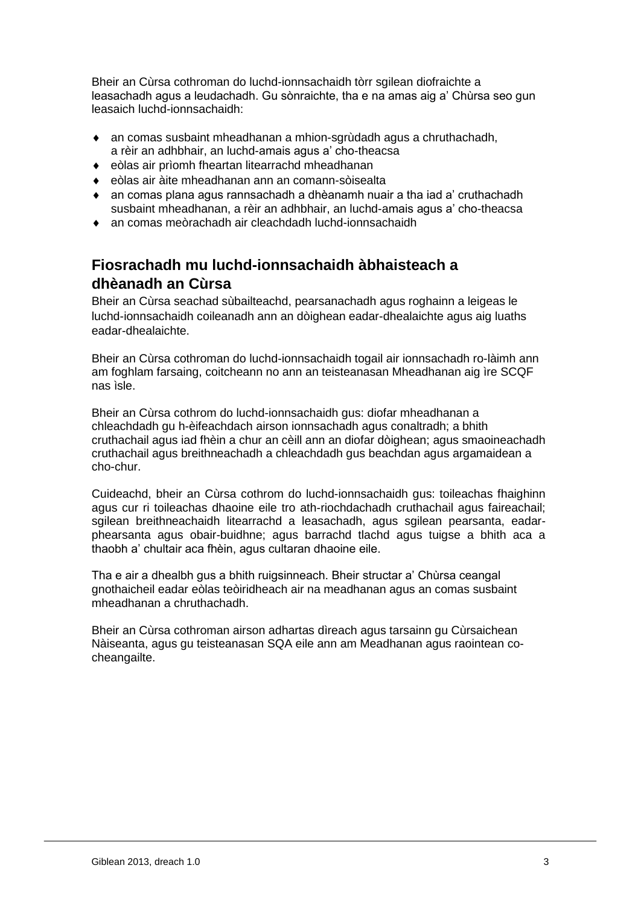Bheir an Cùrsa cothroman do luchd-ionnsachaidh tòrr sgilean diofraichte a leasachadh agus a leudachadh. Gu sònraichte, tha e na amas aig a' Chùrsa seo gun leasaich luchd-ionnsachaidh:

- an comas susbaint mheadhanan a mhion-sgrùdadh agus a chruthachadh, a rèir an adhbhair, an luchd-amais agus a' cho-theacsa
- eòlas air prìomh fheartan litearrachd mheadhanan
- eòlas air àite mheadhanan ann an comann-sòisealta
- an comas plana agus rannsachadh a dhèanamh nuair a tha iad a' cruthachadh susbaint mheadhanan, a rèir an adhbhair, an luchd-amais agus a' cho-theacsa
- an comas meòrachadh air cleachdadh luchd-ionnsachaidh

## Fiosrachadh mu luchd-ionnsachaidh àbhaisteach a dhèanadh an Cùrsa

Bheir an Cùrsa seachad sùbailteachd, pearsanachadh agus roghainn a leigeas le luchd-ionnsachaidh coileanadh ann an dòighean eadar-dhealaichte agus aig luaths eadar-dhealaichte.

Bheir an Cùrsa cothroman do luchd-ionnsachaidh togail air ionnsachadh ro-làimh ann am foghlam farsaing, coitcheann no ann an teisteanasan Mheadhanan aig ìre SCQF nas ìsle.

Bheir an Cùrsa cothrom do luchd-ionnsachaidh gus: diofar mheadhanan a chleachdadh gu h-èifeachdach airson ionnsachadh agus conaltradh; a bhith cruthachail agus iad fhèin a chur an cèill ann an diofar dòighean; agus smaoineachadh cruthachail agus breithneachadh a chleachdadh gus beachdan agus argamaidean a cho-chur.

Cuideachd, bheir an Cùrsa cothrom do luchd-ionnsachaidh gus: toileachas fhaighinn agus cur ri toileachas dhaoine eile tro ath-riochdachadh cruthachail agus faireachail; sgilean breithneachaidh litearrachd a leasachadh, agus sgilean pearsanta, eadar-phearsanta agus obair-buidhne; agus barrachd tlachd agus tuigse a bhith aca a thaobh a' chultair aca fhèin, agus cultaran dhaoine eile.

Tha e air a dhealbh gus a bhith ruigsinneach. Bheir structar a' Chùrsa ceangal gnothaicheil eadar eòlas teòiridheach air na meadhanan agus an comas susbaint mheadhanan a chruthachadh.

Bheir an Cùrsa cothroman airson adhartas dìreach agus tarsainn gu Cùrsaichean Nàiseanta, agus gu teisteanasan SQA eile ann am Meadhanan agus raointean co-cheangailte.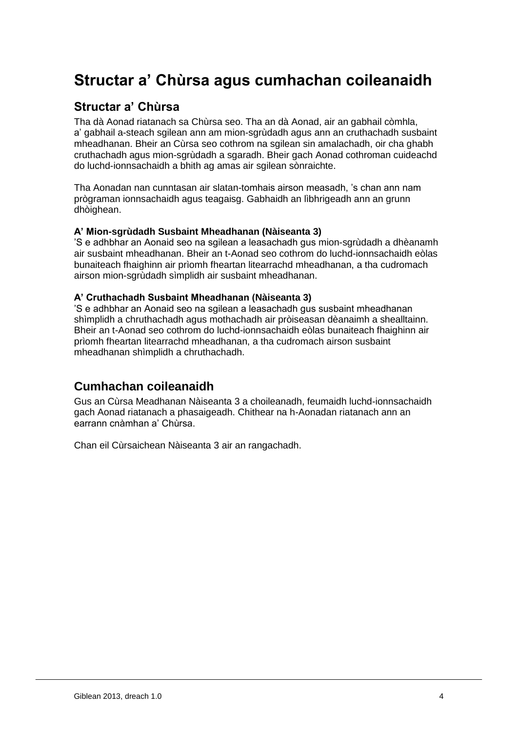# Structar a' Chùrsa agus cumhachan coileanaidh

## Structar a' Chùrsa

Tha dà Aonad riatanach sa Chùrsa seo. Tha an dà Aonad, air an gabhail còmhla, a' gabhail a-steach sgilean ann am mion-sgrùdadh agus ann an cruthachadh susbaint mheadhanan. Bheir an Cùrsa seo cothrom na sgilean sin amalachadh, oir cha ghabh cruthachadh agus mion-sgrùdadh a sgaradh. Bheir gach Aonad cothroman cuideachd do luchd-ionnsachaidh a bhith ag amas air sgilean sònraichte.

Tha Aonadan nan cunntasan air slatan-tomhais airson measadh, 's chan ann nam prògraman ionnsachaidh agus teagaisg. Gabhaidh an lìbhrigeadh ann an grunn dhòighean.

#### A' Mion-sgrùdadh Susbaint Mheadhanan (Nàiseanta 3)

'S e adhbhar an Aonaid seo na sgilean a leasachadh gus mion-sgrùdadh a dhèanamh air susbaint mheadhanan. Bheir an t-Aonad seo cothrom do luchd-ionnsachaidh eòlas bunaiteach fhaighinn air prìomh fheartan litearrachd mheadhanan, a tha cudromach airson mion-sgrùdadh sìmplidh air susbaint mheadhanan.

#### A' Cruthachadh Susbaint Mheadhanan (Nàiseanta 3)

'S e adhbhar an Aonaid seo na sgilean a leasachadh gus susbaint mheadhanan shìmplidh a chruthachadh agus mothachadh air pròiseasan dèanaimh a shealltainn. Bheir an t-Aonad seo cothrom do luchd-ionnsachaidh eòlas bunaiteach fhaighinn air prìomh fheartan litearrachd mheadhanan, a tha cudromach airson susbaint mheadhanan shìmplidh a chruthachadh.

## Cumhachan coileanaidh

Gus an Cùrsa Meadhanan Nàiseanta 3 a choileanadh, feumaidh luchd-ionnsachaidh gach Aonad riatanach a phasaigeadh. Chithear na h-Aonadan riatanach ann an earrann cnàmhan a' Chùrsa.

Chan eil Cùrsaichean Nàiseanta 3 air an rangachadh.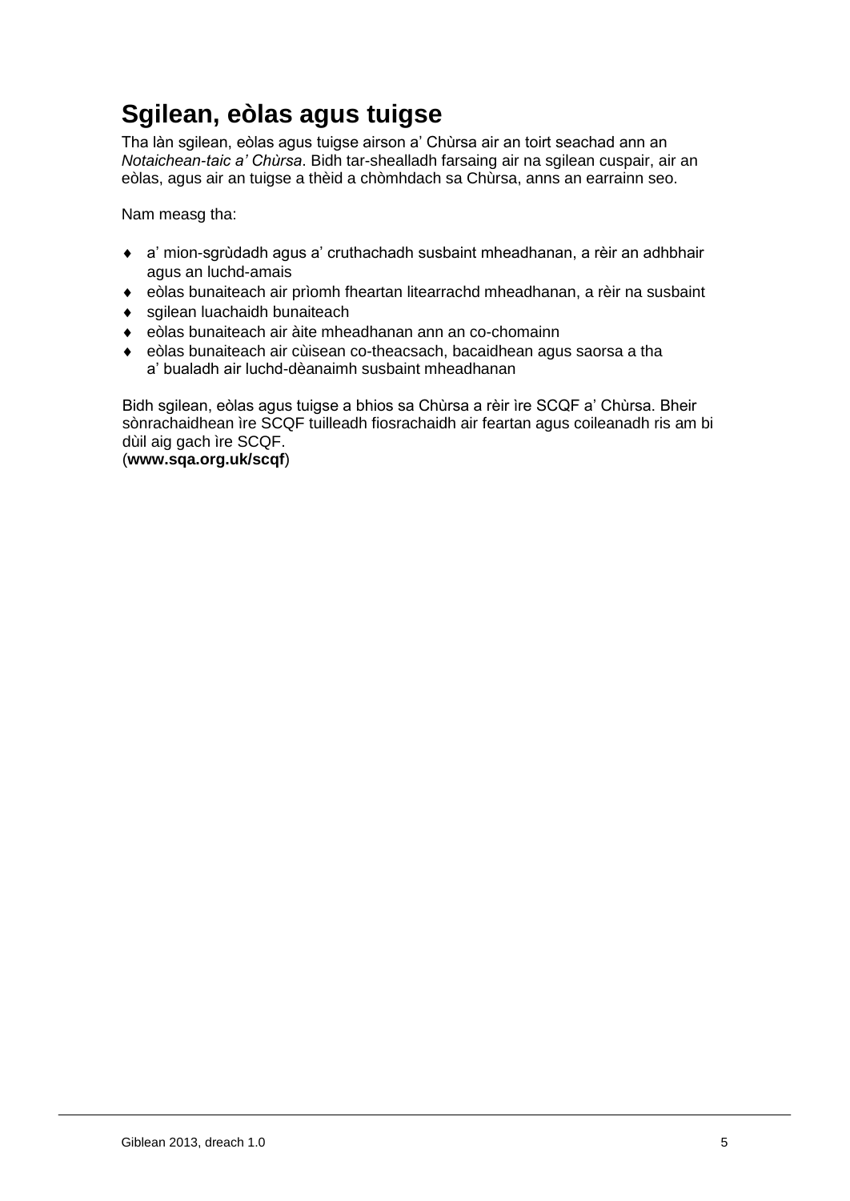## Sgilean, eòlas agus tuigse

Tha làn sgilean, eòlas agus tuigse airson a' Chùrsa air an toirt seachad ann an *Notaichean-taic a' Chùrsa*. Bidh tar-shealladh farsaing air na sgilean cuspair, air an eòlas, agus air an tuigse a thèid a chòmhdach sa Chùrsa, anns an earrainn seo.

Nam measg tha:

- a' mion-sgrùdadh agus a' cruthachadh susbaint mheadhanan, a rèir an adhbhair agus an luchd-amais
- eòlas bunaiteach air prìomh fheartan litearrachd mheadhanan, a rèir na susbaint
- sgilean luachaidh bunaiteach
- eòlas bunaiteach air àite mheadhanan ann an co-chomainn
- eòlas bunaiteach air cùisean co-theacsach, bacaidhean agus saorsa a tha a' bualadh air luchd-dèanaimh susbaint mheadhanan

Bidh sgilean, eòlas agus tuigse a bhios sa Chùrsa a rèir ìre SCQF a' Chùrsa. Bheir sònrachaidhean ìre SCQF tuilleadh fiosrachaidh air feartan agus coileanadh ris am bi dùil aig gach ìre SCQF.
(**www.sqa.org.uk/scqf**)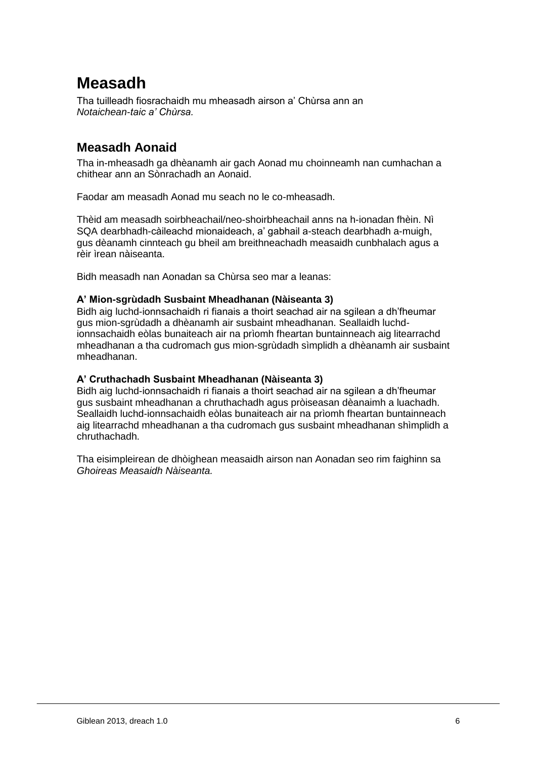# Measadh

Tha tuilleadh fiosrachaidh mu mheasadh airson a' Chùrsa ann an *Notaichean-taic a' Chùrsa.*

## Measadh Aonaid

Tha in-mheasadh ga dhèanamh air gach Aonad mu choinneamh nan cumhachan a chithear ann an Sònrachadh an Aonaid.

Faodar am measadh Aonad mu seach no le co-mheasadh.

Thèid am measadh soirbheachail/neo-shoirbheachail anns na h-ionadan fhèin. Nì SQA dearbhadh-càileachd mionaideach, a' gabhail a-steach dearbhadh a-muigh, gus dèanamh cinnteach gu bheil am breithneachadh measaidh cunbhalach agus a rèir ìrean nàiseanta.

Bidh measadh nan Aonadan sa Chùrsa seo mar a leanas:

**A' Mion-sgrùdadh Susbaint Mheadhanan (Nàiseanta 3)**
Bidh aig luchd-ionnsachaidh ri fianais a thoirt seachad air na sgilean a dh'fheumar gus mion-sgrùdadh a dhèanamh air susbaint mheadhanan. Seallaidh luchd-ionnsachaidh eòlas bunaiteach air na prìomh fheartan buntainneach aig litearrachd mheadhanan a tha cudromach gus mion-sgrùdadh sìmplidh a dhèanamh air susbaint mheadhanan.

**A' Cruthachadh Susbaint Mheadhanan (Nàiseanta 3)**
Bidh aig luchd-ionnsachaidh ri fianais a thoirt seachad air na sgilean a dh'fheumar gus susbaint mheadhanan a chruthachadh agus pròiseasan dèanaimh a luachadh. Seallaidh luchd-ionnsachaidh eòlas bunaiteach air na prìomh fheartan buntainneach aig litearrachd mheadhanan a tha cudromach gus susbaint mheadhanan shìmplidh a chruthachadh.

Tha eisimpleirean de dhòighean measaidh airson nan Aonadan seo rim faighinn sa *Ghoireas Measaidh Nàiseanta.*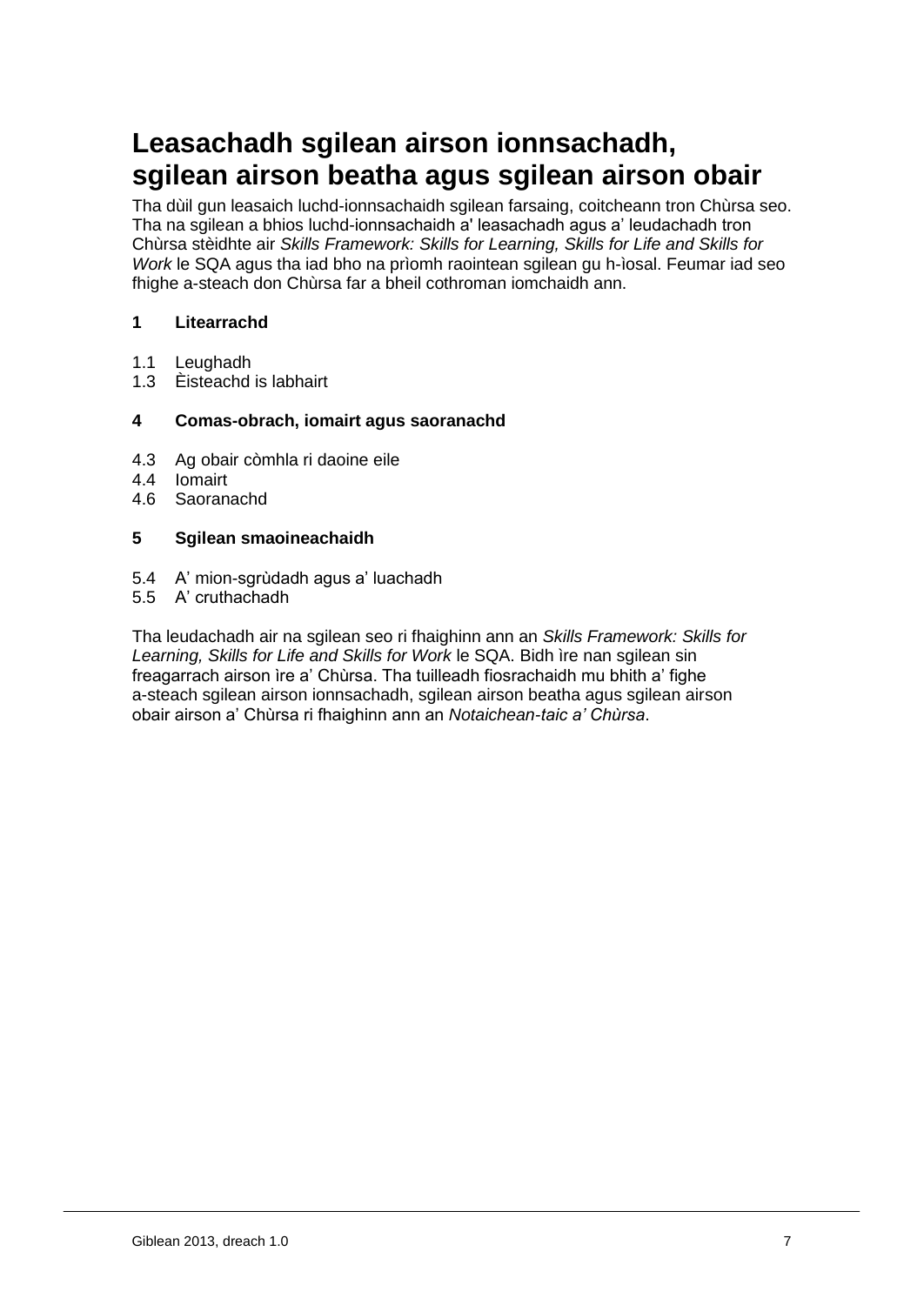# Leasachadh sgilean airson ionnsachadh, sgilean airson beatha agus sgilean airson obair

Tha dùil gun leasaich luchd-ionnsachaidh sgilean farsaing, coitcheann tron Chùrsa seo. Tha na sgilean a bhios luchd-ionnsachaidh a' leasachadh agus a' leudachadh tron Chùrsa stèidhte air *Skills Framework: Skills for Learning, Skills for Life and Skills for Work* le SQA agus tha iad bho na prìomh raointean sgilean gu h-ìosal. Feumar iad seo fhighe a-steach don Chùrsa far a bheil cothroman iomchaidh ann.

**1 Litearrachd**

1.1 Leughadh
1.3 Èisteachd is labhairt

**4 Comas-obrach, iomairt agus saoranachd**

4.3 Ag obair còmhla ri daoine eile
4.4 Iomairt
4.6 Saoranachd

**5 Sgilean smaoineachaidh**

5.4 A' mion-sgrùdadh agus a' luachadh
5.5 A' cruthachadh

Tha leudachadh air na sgilean seo ri fhaighinn ann an *Skills Framework: Skills for Learning, Skills for Life and Skills for Work* le SQA. Bidh ìre nan sgilean sin freagarrach airson ìre a' Chùrsa. Tha tuilleadh fiosrachaidh mu bhith a' fighe a-steach sgilean airson ionnsachadh, sgilean airson beatha agus sgilean airson obair airson a' Chùrsa ri fhaighinn ann an *Notaichean-taic a' Chùrsa*.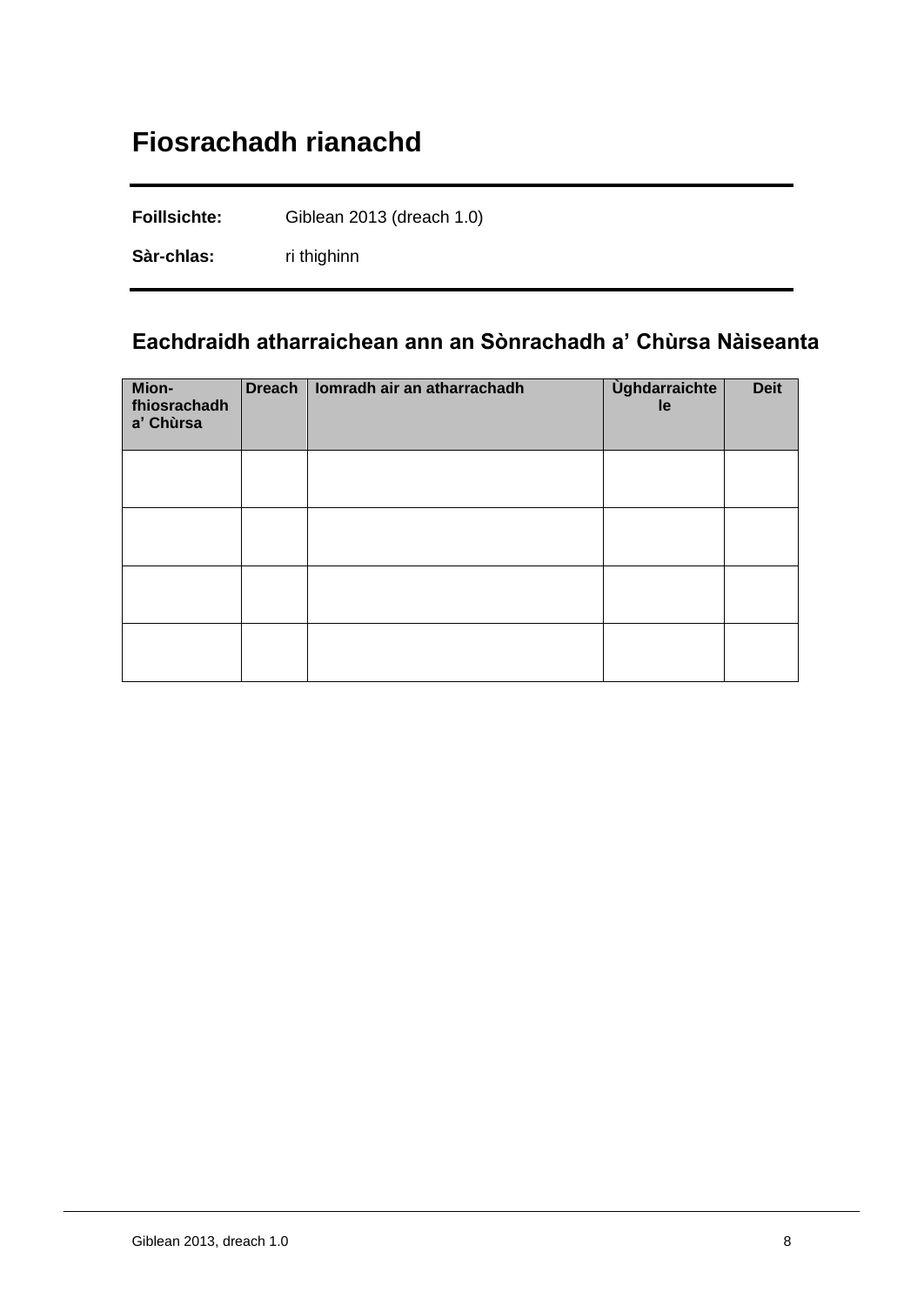# Fiosrachadh rianachd

**Foillsichte:** Giblean 2013 (dreach 1.0)

**Sàr-chlas:** ri thighinn

## Eachdraidh atharraichean ann an Sònrachadh a' Chùrsa Nàiseanta

| Mion-fhiosrachadh a' Chùrsa | Dreach | Iomradh air an atharrachadh | Ùghdarraichte le | Deit |
|---|---|---|---|---|
| | | | | |
| | | | | |
| | | | | |
| | | | | |